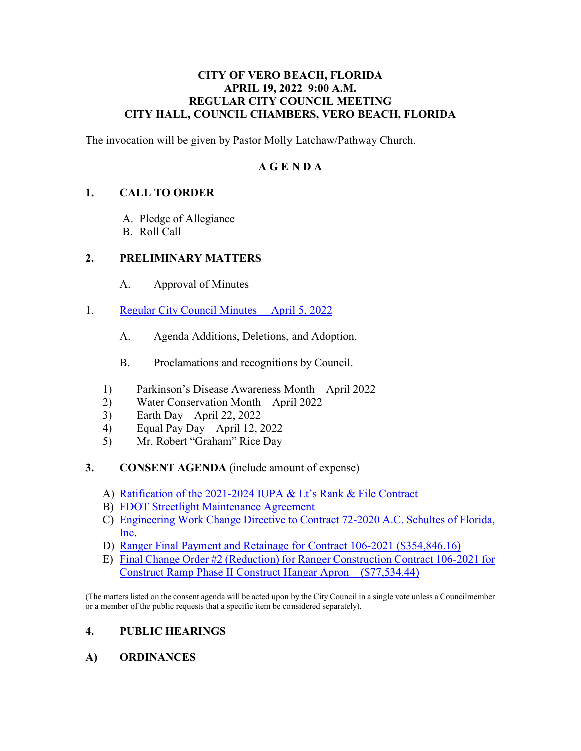**CITY OF VERO BEACH, FLORIDA**
**APRIL 19, 2022 9:00 A.M.**
**REGULAR CITY COUNCIL MEETING**
**CITY HALL, COUNCIL CHAMBERS, VERO BEACH, FLORIDA**

The invocation will be given by Pastor Molly Latchaw/Pathway Church.

**A G E N D A**

## 1. CALL TO ORDER

A. Pledge of Allegiance
B. Roll Call

## 2. PRELIMINARY MATTERS

A. Approval of Minutes

1. Regular City Council Minutes – April 5, 2022

A. Agenda Additions, Deletions, and Adoption.

B. Proclamations and recognitions by Council.

1) Parkinson's Disease Awareness Month – April 2022
2) Water Conservation Month – April 2022
3) Earth Day – April 22, 2022
4) Equal Pay Day – April 12, 2022
5) Mr. Robert "Graham" Rice Day

## 3. CONSENT AGENDA (include amount of expense)

A) Ratification of the 2021-2024 IUPA & Lt's Rank & File Contract
B) FDOT Streetlight Maintenance Agreement
C) Engineering Work Change Directive to Contract 72-2020 A.C. Schultes of Florida, Inc.
D) Ranger Final Payment and Retainage for Contract 106-2021 ($354,846.16)
E) Final Change Order #2 (Reduction) for Ranger Construction Contract 106-2021 for Construct Ramp Phase II Construct Hangar Apron – ($77,534.44)

(The matters listed on the consent agenda will be acted upon by the City Council in a single vote unless a Councilmember or a member of the public requests that a specific item be considered separately).

## 4. PUBLIC HEARINGS

### A) ORDINANCES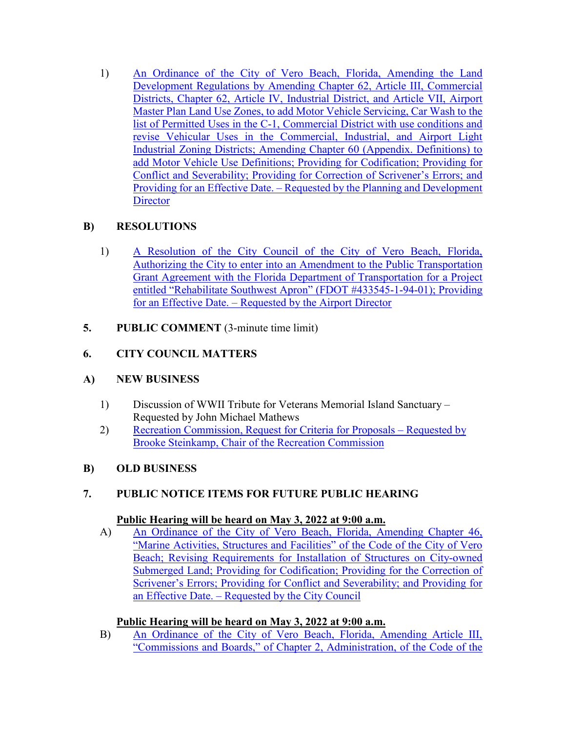1) An Ordinance of the City of Vero Beach, Florida, Amending the Land Development Regulations by Amending Chapter 62, Article III, Commercial Districts, Chapter 62, Article IV, Industrial District, and Article VII, Airport Master Plan Land Use Zones, to add Motor Vehicle Servicing, Car Wash to the list of Permitted Uses in the C-1, Commercial District with use conditions and revise Vehicular Uses in the Commercial, Industrial, and Airport Light Industrial Zoning Districts; Amending Chapter 60 (Appendix. Definitions) to add Motor Vehicle Use Definitions; Providing for Codification; Providing for Conflict and Severability; Providing for Correction of Scrivener's Errors; and Providing for an Effective Date. – Requested by the Planning and Development Director

**B) RESOLUTIONS**

1) A Resolution of the City Council of the City of Vero Beach, Florida, Authorizing the City to enter into an Amendment to the Public Transportation Grant Agreement with the Florida Department of Transportation for a Project entitled "Rehabilitate Southwest Apron" (FDOT #433545-1-94-01); Providing for an Effective Date. – Requested by the Airport Director

**5. PUBLIC COMMENT** (3-minute time limit)

**6. CITY COUNCIL MATTERS**

**A) NEW BUSINESS**

1) Discussion of WWII Tribute for Veterans Memorial Island Sanctuary – Requested by John Michael Mathews
2) Recreation Commission, Request for Criteria for Proposals – Requested by Brooke Steinkamp, Chair of the Recreation Commission

**B) OLD BUSINESS**

**7. PUBLIC NOTICE ITEMS FOR FUTURE PUBLIC HEARING**

**Public Hearing will be heard on May 3, 2022 at 9:00 a.m.**

A) An Ordinance of the City of Vero Beach, Florida, Amending Chapter 46, "Marine Activities, Structures and Facilities" of the Code of the City of Vero Beach; Revising Requirements for Installation of Structures on City-owned Submerged Land; Providing for Codification; Providing for the Correction of Scrivener's Errors; Providing for Conflict and Severability; and Providing for an Effective Date. – Requested by the City Council

**Public Hearing will be heard on May 3, 2022 at 9:00 a.m.**

B) An Ordinance of the City of Vero Beach, Florida, Amending Article III, "Commissions and Boards," of Chapter 2, Administration, of the Code of the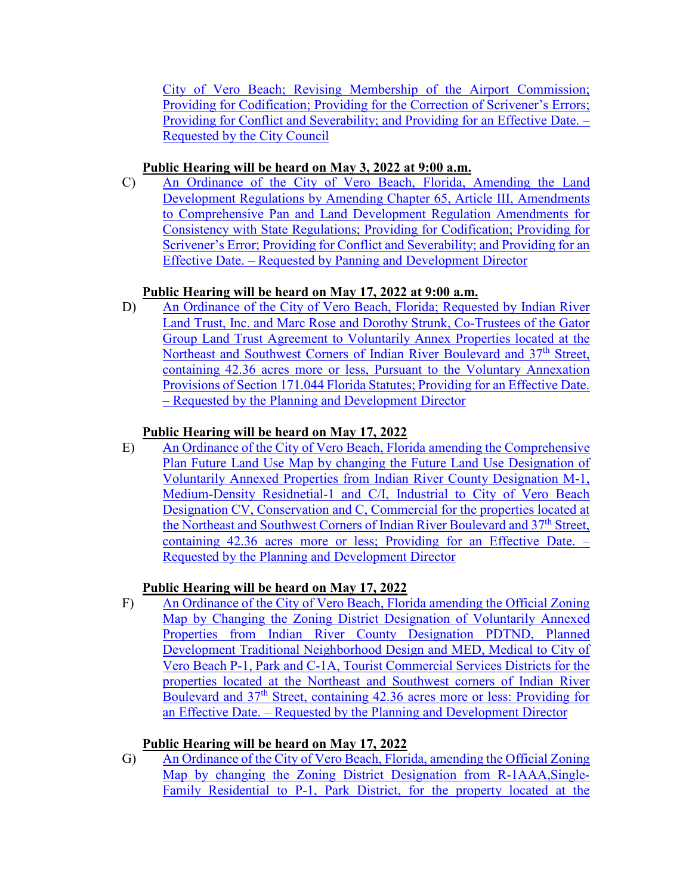City of Vero Beach; Revising Membership of the Airport Commission; Providing for Codification; Providing for the Correction of Scrivener's Errors; Providing for Conflict and Severability; and Providing for an Effective Date. – Requested by the City Council

**Public Hearing will be heard on May 3, 2022 at 9:00 a.m.**

C) An Ordinance of the City of Vero Beach, Florida, Amending the Land Development Regulations by Amending Chapter 65, Article III, Amendments to Comprehensive Pan and Land Development Regulation Amendments for Consistency with State Regulations; Providing for Codification; Providing for Scrivener's Error; Providing for Conflict and Severability; and Providing for an Effective Date. – Requested by Panning and Development Director

**Public Hearing will be heard on May 17, 2022 at 9:00 a.m.**

D) An Ordinance of the City of Vero Beach, Florida; Requested by Indian River Land Trust, Inc. and Marc Rose and Dorothy Strunk, Co-Trustees of the Gator Group Land Trust Agreement to Voluntarily Annex Properties located at the Northeast and Southwest Corners of Indian River Boulevard and 37th Street, containing 42.36 acres more or less, Pursuant to the Voluntary Annexation Provisions of Section 171.044 Florida Statutes; Providing for an Effective Date. – Requested by the Planning and Development Director

**Public Hearing will be heard on May 17, 2022**

E) An Ordinance of the City of Vero Beach, Florida amending the Comprehensive Plan Future Land Use Map by changing the Future Land Use Designation of Voluntarily Annexed Properties from Indian River County Designation M-1, Medium-Density Residnetial-1 and C/I, Industrial to City of Vero Beach Designation CV, Conservation and C, Commercial for the properties located at the Northeast and Southwest Corners of Indian River Boulevard and 37th Street, containing 42.36 acres more or less; Providing for an Effective Date. – Requested by the Planning and Development Director

**Public Hearing will be heard on May 17, 2022**

F) An Ordinance of the City of Vero Beach, Florida amending the Official Zoning Map by Changing the Zoning District Designation of Voluntarily Annexed Properties from Indian River County Designation PDTND, Planned Development Traditional Neighborhood Design and MED, Medical to City of Vero Beach P-1, Park and C-1A, Tourist Commercial Services Districts for the properties located at the Northeast and Southwest corners of Indian River Boulevard and 37th Street, containing 42.36 acres more or less: Providing for an Effective Date. – Requested by the Planning and Development Director

**Public Hearing will be heard on May 17, 2022**

G) An Ordinance of the City of Vero Beach, Florida, amending the Official Zoning Map by changing the Zoning District Designation from R-1AAA,Single-Family Residential to P-1, Park District, for the property located at the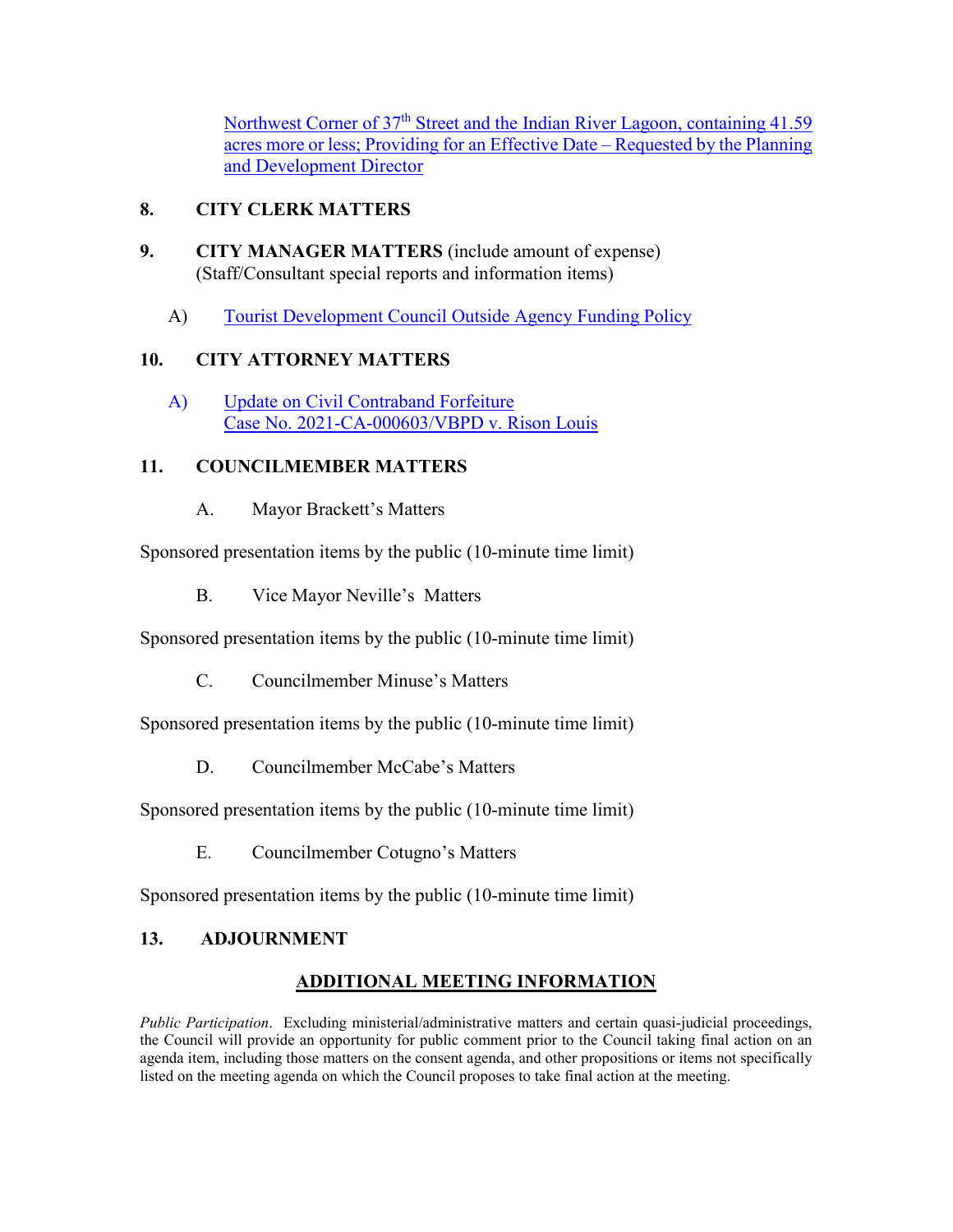Northwest Corner of 37th Street and the Indian River Lagoon, containing 41.59 acres more or less; Providing for an Effective Date – Requested by the Planning and Development Director

## 8. CITY CLERK MATTERS

## 9. CITY MANAGER MATTERS (include amount of expense) (Staff/Consultant special reports and information items)

A) Tourist Development Council Outside Agency Funding Policy

## 10. CITY ATTORNEY MATTERS

A) Update on Civil Contraband Forfeiture Case No. 2021-CA-000603/VBPD v. Rison Louis

## 11. COUNCILMEMBER MATTERS

A. Mayor Brackett's Matters

Sponsored presentation items by the public (10-minute time limit)

B. Vice Mayor Neville's Matters

Sponsored presentation items by the public (10-minute time limit)

C. Councilmember Minuse's Matters

Sponsored presentation items by the public (10-minute time limit)

D. Councilmember McCabe's Matters

Sponsored presentation items by the public (10-minute time limit)

E. Councilmember Cotugno's Matters

Sponsored presentation items by the public (10-minute time limit)

## 13. ADJOURNMENT

## ADDITIONAL MEETING INFORMATION

*Public Participation*. Excluding ministerial/administrative matters and certain quasi-judicial proceedings, the Council will provide an opportunity for public comment prior to the Council taking final action on an agenda item, including those matters on the consent agenda, and other propositions or items not specifically listed on the meeting agenda on which the Council proposes to take final action at the meeting.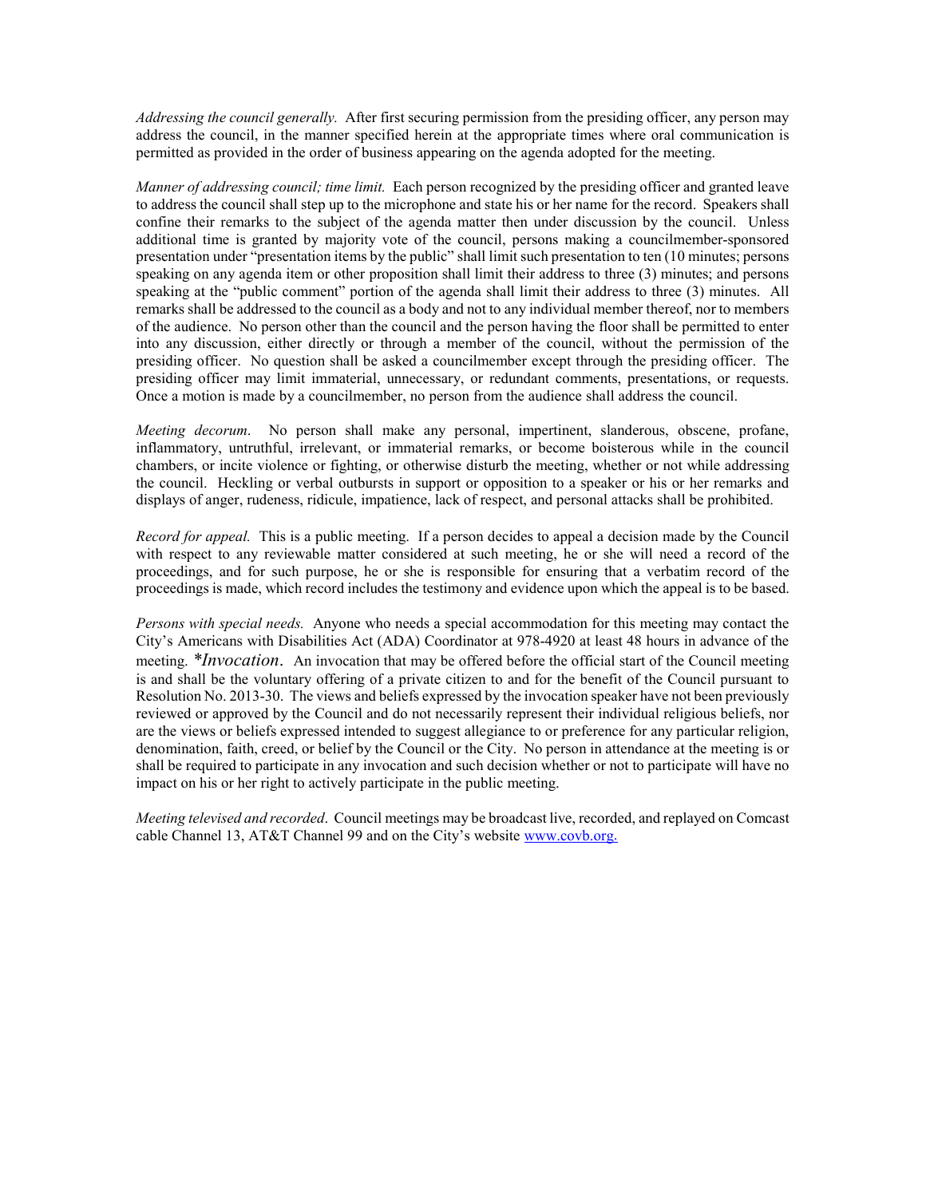*Addressing the council generally.* After first securing permission from the presiding officer, any person may address the council, in the manner specified herein at the appropriate times where oral communication is permitted as provided in the order of business appearing on the agenda adopted for the meeting.

*Manner of addressing council; time limit.* Each person recognized by the presiding officer and granted leave to address the council shall step up to the microphone and state his or her name for the record. Speakers shall confine their remarks to the subject of the agenda matter then under discussion by the council. Unless additional time is granted by majority vote of the council, persons making a councilmember-sponsored presentation under "presentation items by the public" shall limit such presentation to ten (10 minutes; persons speaking on any agenda item or other proposition shall limit their address to three (3) minutes; and persons speaking at the "public comment" portion of the agenda shall limit their address to three (3) minutes. All remarks shall be addressed to the council as a body and not to any individual member thereof, nor to members of the audience. No person other than the council and the person having the floor shall be permitted to enter into any discussion, either directly or through a member of the council, without the permission of the presiding officer. No question shall be asked a councilmember except through the presiding officer. The presiding officer may limit immaterial, unnecessary, or redundant comments, presentations, or requests. Once a motion is made by a councilmember, no person from the audience shall address the council.

*Meeting decorum*. No person shall make any personal, impertinent, slanderous, obscene, profane, inflammatory, untruthful, irrelevant, or immaterial remarks, or become boisterous while in the council chambers, or incite violence or fighting, or otherwise disturb the meeting, whether or not while addressing the council. Heckling or verbal outbursts in support or opposition to a speaker or his or her remarks and displays of anger, rudeness, ridicule, impatience, lack of respect, and personal attacks shall be prohibited.

*Record for appeal.* This is a public meeting. If a person decides to appeal a decision made by the Council with respect to any reviewable matter considered at such meeting, he or she will need a record of the proceedings, and for such purpose, he or she is responsible for ensuring that a verbatim record of the proceedings is made, which record includes the testimony and evidence upon which the appeal is to be based.

*Persons with special needs.* Anyone who needs a special accommodation for this meeting may contact the City's Americans with Disabilities Act (ADA) Coordinator at 978-4920 at least 48 hours in advance of the meeting. *\*Invocation*. An invocation that may be offered before the official start of the Council meeting is and shall be the voluntary offering of a private citizen to and for the benefit of the Council pursuant to Resolution No. 2013-30. The views and beliefs expressed by the invocation speaker have not been previously reviewed or approved by the Council and do not necessarily represent their individual religious beliefs, nor are the views or beliefs expressed intended to suggest allegiance to or preference for any particular religion, denomination, faith, creed, or belief by the Council or the City. No person in attendance at the meeting is or shall be required to participate in any invocation and such decision whether or not to participate will have no impact on his or her right to actively participate in the public meeting.

*Meeting televised and recorded*. Council meetings may be broadcast live, recorded, and replayed on Comcast cable Channel 13, AT&T Channel 99 and on the City's website www.covb.org.